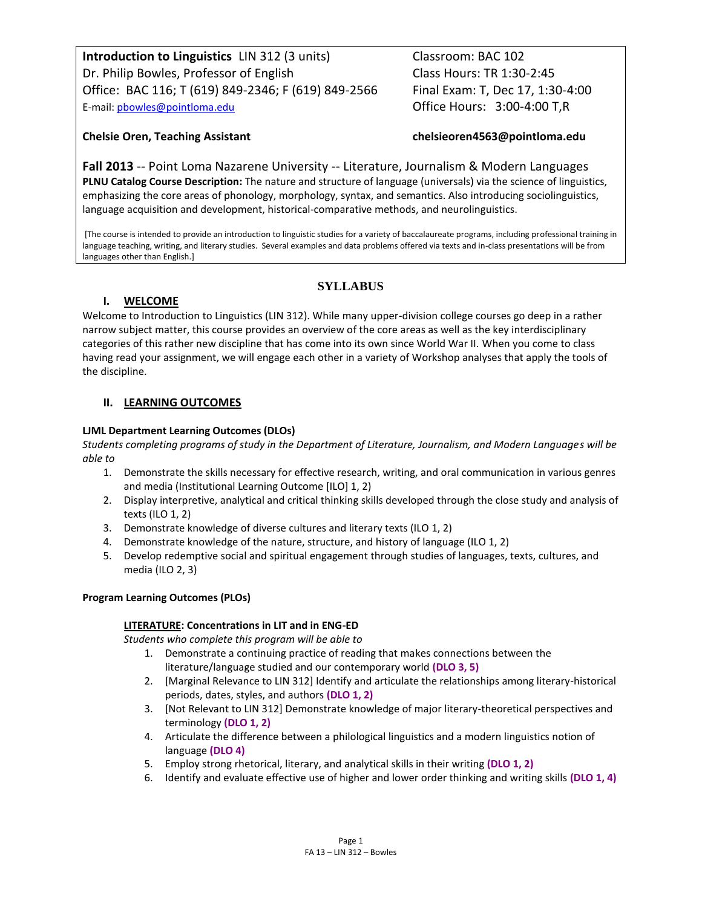**Introduction to Linguistics** LIN 312 (3 units)
Dr. Philip Bowles, Professor of English
Office: BAC 116; T (619) 849-2346; F (619) 849-2566
E-mail: pbowles@pointloma.edu

Classroom: BAC 102
Class Hours: TR 1:30-2:45
Final Exam: T, Dec 17, 1:30-4:00
Office Hours: 3:00-4:00 T,R

**Chelsie Oren, Teaching Assistant** **chelsieoren4563@pointloma.edu**

**Fall 2013** -- Point Loma Nazarene University -- Literature, Journalism & Modern Languages

**PLNU Catalog Course Description:** The nature and structure of language (universals) via the science of linguistics, emphasizing the core areas of phonology, morphology, syntax, and semantics. Also introducing sociolinguistics, language acquisition and development, historical-comparative methods, and neurolinguistics.

[The course is intended to provide an introduction to linguistic studies for a variety of baccalaureate programs, including professional training in language teaching, writing, and literary studies. Several examples and data problems offered via texts and in-class presentations will be from languages other than English.]

# SYLLABUS

## I. WELCOME

Welcome to Introduction to Linguistics (LIN 312). While many upper-division college courses go deep in a rather narrow subject matter, this course provides an overview of the core areas as well as the key interdisciplinary categories of this rather new discipline that has come into its own since World War II. When you come to class having read your assignment, we will engage each other in a variety of Workshop analyses that apply the tools of the discipline.

## II. LEARNING OUTCOMES

**LJML Department Learning Outcomes (DLOs)**

*Students completing programs of study in the Department of Literature, Journalism, and Modern Languages will be able to*

1. Demonstrate the skills necessary for effective research, writing, and oral communication in various genres and media (Institutional Learning Outcome [ILO] 1, 2)
2. Display interpretive, analytical and critical thinking skills developed through the close study and analysis of texts (ILO 1, 2)
3. Demonstrate knowledge of diverse cultures and literary texts (ILO 1, 2)
4. Demonstrate knowledge of the nature, structure, and history of language (ILO 1, 2)
5. Develop redemptive social and spiritual engagement through studies of languages, texts, cultures, and media (ILO 2, 3)

**Program Learning Outcomes (PLOs)**

**LITERATURE: Concentrations in LIT and in ENG-ED**

*Students who complete this program will be able to*

1. Demonstrate a continuing practice of reading that makes connections between the literature/language studied and our contemporary world **(DLO 3, 5)**
2. [Marginal Relevance to LIN 312] Identify and articulate the relationships among literary-historical periods, dates, styles, and authors **(DLO 1, 2)**
3. [Not Relevant to LIN 312] Demonstrate knowledge of major literary-theoretical perspectives and terminology **(DLO 1, 2)**
4. Articulate the difference between a philological linguistics and a modern linguistics notion of language **(DLO 4)**
5. Employ strong rhetorical, literary, and analytical skills in their writing **(DLO 1, 2)**
6. Identify and evaluate effective use of higher and lower order thinking and writing skills **(DLO 1, 4)**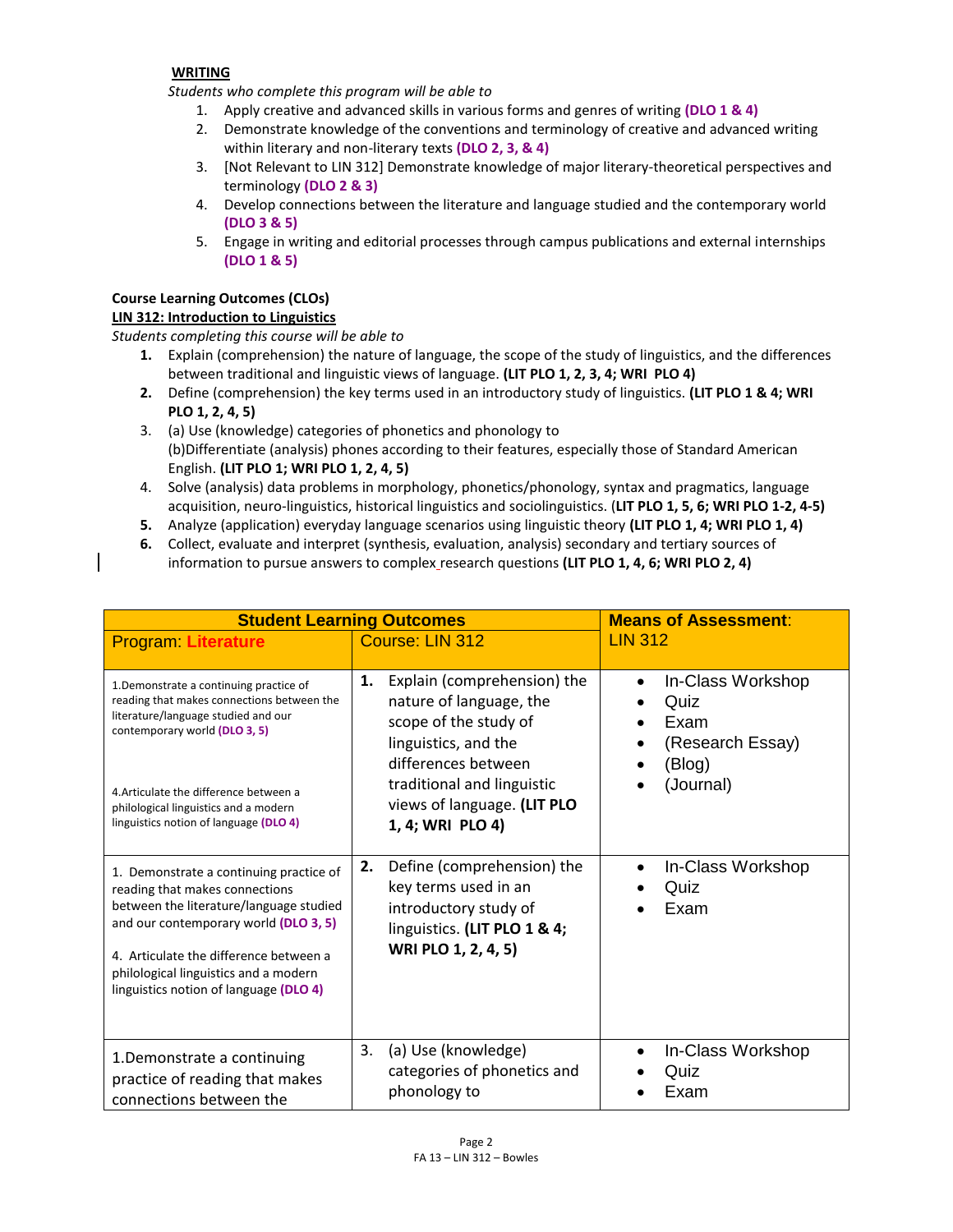**WRITING**

*Students who complete this program will be able to*

1. Apply creative and advanced skills in various forms and genres of writing **(DLO 1 & 4)**
2. Demonstrate knowledge of the conventions and terminology of creative and advanced writing within literary and non-literary texts **(DLO 2, 3, & 4)**
3. [Not Relevant to LIN 312] Demonstrate knowledge of major literary-theoretical perspectives and terminology **(DLO 2 & 3)**
4. Develop connections between the literature and language studied and the contemporary world **(DLO 3 & 5)**
5. Engage in writing and editorial processes through campus publications and external internships **(DLO 1 & 5)**

**Course Learning Outcomes (CLOs)**

**LIN 312: Introduction to Linguistics**

*Students completing this course will be able to*

1. Explain (comprehension) the nature of language, the scope of the study of linguistics, and the differences between traditional and linguistic views of language. **(LIT PLO 1, 2, 3, 4; WRI PLO 4)**
2. Define (comprehension) the key terms used in an introductory study of linguistics. **(LIT PLO 1 & 4; WRI PLO 1, 2, 4, 5)**
3. (a) Use (knowledge) categories of phonetics and phonology to
   (b)Differentiate (analysis) phones according to their features, especially those of Standard American English. **(LIT PLO 1; WRI PLO 1, 2, 4, 5)**
4. Solve (analysis) data problems in morphology, phonetics/phonology, syntax and pragmatics, language acquisition, neuro-linguistics, historical linguistics and sociolinguistics. (**LIT PLO 1, 5, 6; WRI PLO 1-2, 4-5)**
5. Analyze (application) everyday language scenarios using linguistic theory **(LIT PLO 1, 4; WRI PLO 1, 4)**
6. Collect, evaluate and interpret (synthesis, evaluation, analysis) secondary and tertiary sources of information to pursue answers to complex research questions **(LIT PLO 1, 4, 6; WRI PLO 2, 4)**

| **Student Learning Outcomes** | | **Means of Assessment**: |
|---|---|---|
| Program: **Literature** | Course: LIN 312 | LIN 312 |
| 1.Demonstrate a continuing practice of reading that makes connections between the literature/language studied and our contemporary world **(DLO 3, 5)**<br><br>4.Articulate the difference between a philological linguistics and a modern linguistics notion of language **(DLO 4)** | **1.** Explain (comprehension) the nature of language, the scope of the study of linguistics, and the differences between traditional and linguistic views of language. **(LIT PLO 1, 4; WRI PLO 4)** | • In-Class Workshop<br>• Quiz<br>• Exam<br>• (Research Essay)<br>• (Blog)<br>• (Journal) |
| 1. Demonstrate a continuing practice of reading that makes connections between the literature/language studied and our contemporary world **(DLO 3, 5)**<br><br>4. Articulate the difference between a philological linguistics and a modern linguistics notion of language **(DLO 4)** | **2.** Define (comprehension) the key terms used in an introductory study of linguistics. **(LIT PLO 1 & 4; WRI PLO 1, 2, 4, 5)** | • In-Class Workshop<br>• Quiz<br>• Exam |
| 1.Demonstrate a continuing practice of reading that makes connections between the | 3. (a) Use (knowledge) categories of phonetics and phonology to | • In-Class Workshop<br>• Quiz<br>• Exam |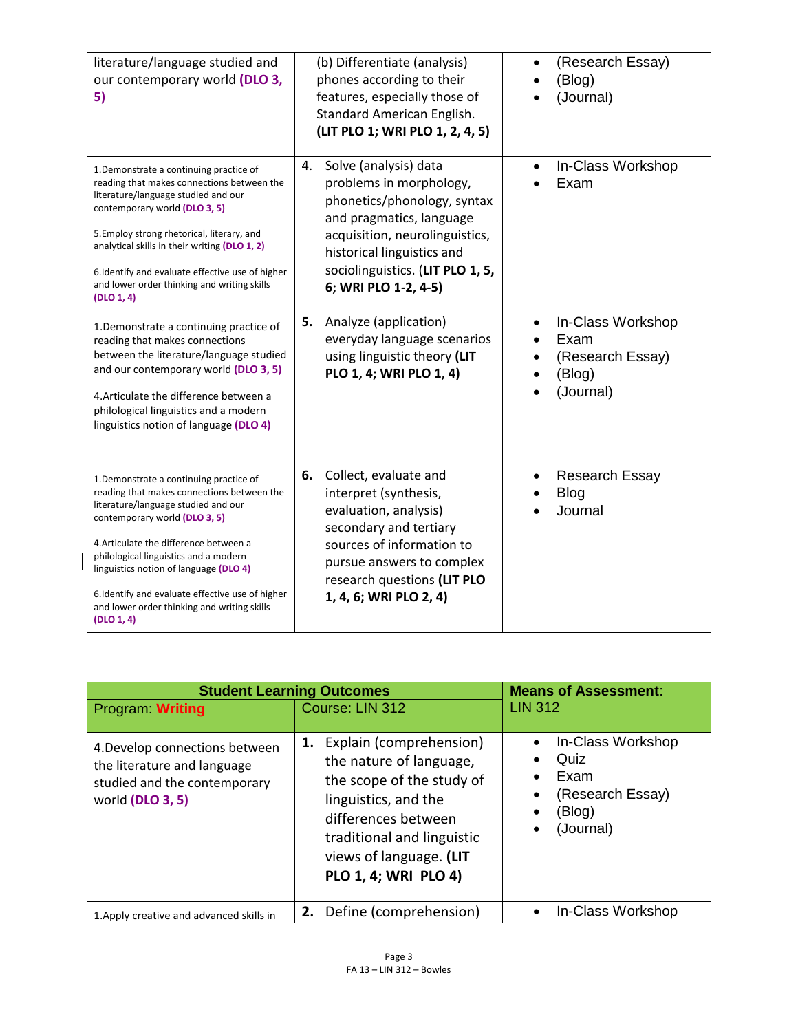| | | |
|---|---|---|
| literature/language studied and our contemporary world **(DLO 3, 5)** | (b) Differentiate (analysis) phones according to their features, especially those of Standard American English. **(LIT PLO 1; WRI PLO 1, 2, 4, 5)** | • (Research Essay)<br>• (Blog)<br>• (Journal) |
| 1.Demonstrate a continuing practice of reading that makes connections between the literature/language studied and our contemporary world **(DLO 3, 5)**<br><br>5.Employ strong rhetorical, literary, and analytical skills in their writing **(DLO 1, 2)**<br><br>6.Identify and evaluate effective use of higher and lower order thinking and writing skills **(DLO 1, 4)** | 4. Solve (analysis) data problems in morphology, phonetics/phonology, syntax and pragmatics, language acquisition, neurolinguistics, historical linguistics and sociolinguistics. (**LIT PLO 1, 5, 6; WRI PLO 1-2, 4-5)** | • In-Class Workshop<br>• Exam |
| 1.Demonstrate a continuing practice of reading that makes connections between the literature/language studied and our contemporary world **(DLO 3, 5)**<br><br>4.Articulate the difference between a philological linguistics and a modern linguistics notion of language **(DLO 4)** | **5.** Analyze (application) everyday language scenarios using linguistic theory **(LIT PLO 1, 4; WRI PLO 1, 4)** | • In-Class Workshop<br>• Exam<br>• (Research Essay)<br>• (Blog)<br>• (Journal) |
| 1.Demonstrate a continuing practice of reading that makes connections between the literature/language studied and our contemporary world **(DLO 3, 5)**<br><br>4.Articulate the difference between a philological linguistics and a modern linguistics notion of language **(DLO 4)**<br><br>6.Identify and evaluate effective use of higher and lower order thinking and writing skills **(DLO 1, 4)** | **6.** Collect, evaluate and interpret (synthesis, evaluation, analysis) secondary and tertiary sources of information to pursue answers to complex research questions **(LIT PLO 1, 4, 6; WRI PLO 2, 4)** | • Research Essay<br>• Blog<br>• Journal |

| **Student Learning Outcomes** | | **Means of Assessment**: |
|---|---|---|
| Program: **Writing** | Course: LIN 312 | LIN 312 |
| 4.Develop connections between the literature and language studied and the contemporary world **(DLO 3, 5)** | **1.** Explain (comprehension) the nature of language, the scope of the study of linguistics, and the differences between traditional and linguistic views of language. **(LIT PLO 1, 4; WRI PLO 4)** | • In-Class Workshop<br>• Quiz<br>• Exam<br>• (Research Essay)<br>• (Blog)<br>• (Journal) |
| 1.Apply creative and advanced skills in | **2.** Define (comprehension) | • In-Class Workshop |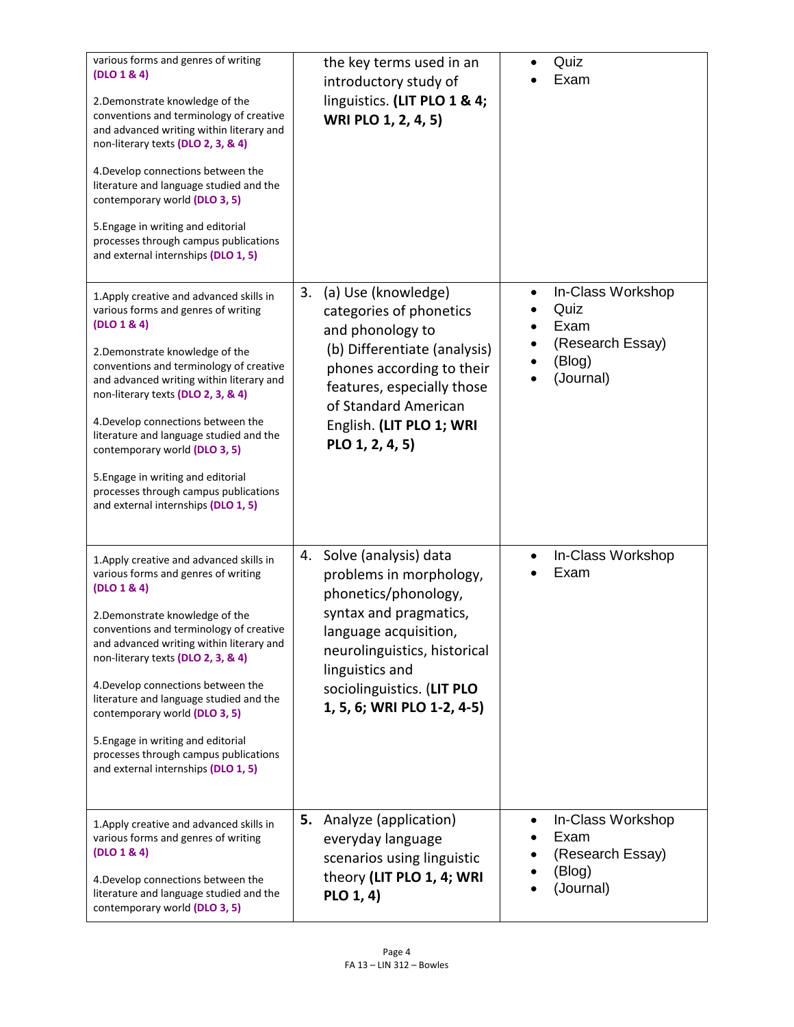| | | |
|---|---|---|
| various forms and genres of writing **(DLO 1 & 4)**<br><br>2.Demonstrate knowledge of the conventions and terminology of creative and advanced writing within literary and non-literary texts **(DLO 2, 3, & 4)**<br><br>4.Develop connections between the literature and language studied and the contemporary world **(DLO 3, 5)**<br><br>5.Engage in writing and editorial processes through campus publications and external internships **(DLO 1, 5)** | the key terms used in an introductory study of linguistics. **(LIT PLO 1 & 4; WRI PLO 1, 2, 4, 5)** | • Quiz<br>• Exam |
| 1.Apply creative and advanced skills in various forms and genres of writing **(DLO 1 & 4)**<br><br>2.Demonstrate knowledge of the conventions and terminology of creative and advanced writing within literary and non-literary texts **(DLO 2, 3, & 4)**<br><br>4.Develop connections between the literature and language studied and the contemporary world **(DLO 3, 5)**<br><br>5.Engage in writing and editorial processes through campus publications and external internships **(DLO 1, 5)** | 3. (a) Use (knowledge) categories of phonetics and phonology to (b) Differentiate (analysis) phones according to their features, especially those of Standard American English. **(LIT PLO 1; WRI PLO 1, 2, 4, 5)** | • In-Class Workshop<br>• Quiz<br>• Exam<br>• (Research Essay)<br>• (Blog)<br>• (Journal) |
| 1.Apply creative and advanced skills in various forms and genres of writing **(DLO 1 & 4)**<br><br>2.Demonstrate knowledge of the conventions and terminology of creative and advanced writing within literary and non-literary texts **(DLO 2, 3, & 4)**<br><br>4.Develop connections between the literature and language studied and the contemporary world **(DLO 3, 5)**<br><br>5.Engage in writing and editorial processes through campus publications and external internships **(DLO 1, 5)** | 4. Solve (analysis) data problems in morphology, phonetics/phonology, syntax and pragmatics, language acquisition, neurolinguistics, historical linguistics and sociolinguistics. (**LIT PLO 1, 5, 6; WRI PLO 1-2, 4-5)** | • In-Class Workshop<br>• Exam |
| 1.Apply creative and advanced skills in various forms and genres of writing **(DLO 1 & 4)**<br><br>4.Develop connections between the literature and language studied and the contemporary world **(DLO 3, 5)** | **5.** Analyze (application) everyday language scenarios using linguistic theory **(LIT PLO 1, 4; WRI PLO 1, 4)** | • In-Class Workshop<br>• Exam<br>• (Research Essay)<br>• (Blog)<br>• (Journal) |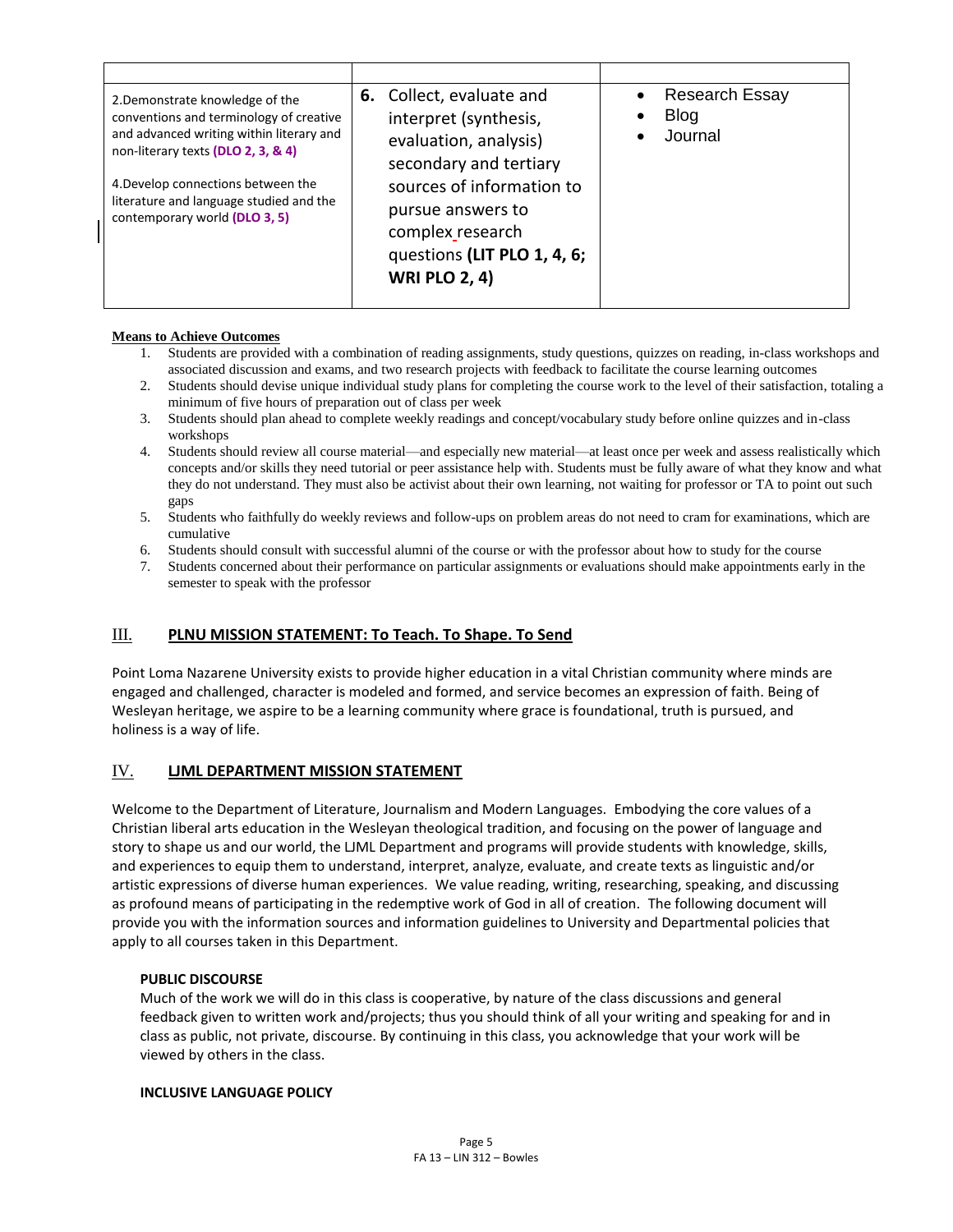| | | |
|---|---|---|
| 2.Demonstrate knowledge of the conventions and terminology of creative and advanced writing within literary and non-literary texts **(DLO 2, 3, & 4)**<br><br>4.Develop connections between the literature and language studied and the contemporary world **(DLO 3, 5)** | **6.** Collect, evaluate and interpret (synthesis, evaluation, analysis) secondary and tertiary sources of information to pursue answers to complex research questions **(LIT PLO 1, 4, 6; WRI PLO 2, 4)** | • Research Essay<br>• Blog<br>• Journal |

**Means to Achieve Outcomes**

1. Students are provided with a combination of reading assignments, study questions, quizzes on reading, in-class workshops and associated discussion and exams, and two research projects with feedback to facilitate the course learning outcomes
2. Students should devise unique individual study plans for completing the course work to the level of their satisfaction, totaling a minimum of five hours of preparation out of class per week
3. Students should plan ahead to complete weekly readings and concept/vocabulary study before online quizzes and in-class workshops
4. Students should review all course material—and especially new material—at least once per week and assess realistically which concepts and/or skills they need tutorial or peer assistance help with. Students must be fully aware of what they know and what they do not understand. They must also be activist about their own learning, not waiting for professor or TA to point out such gaps
5. Students who faithfully do weekly reviews and follow-ups on problem areas do not need to cram for examinations, which are cumulative
6. Students should consult with successful alumni of the course or with the professor about how to study for the course
7. Students concerned about their performance on particular assignments or evaluations should make appointments early in the semester to speak with the professor

## III. PLNU MISSION STATEMENT: To Teach. To Shape. To Send

Point Loma Nazarene University exists to provide higher education in a vital Christian community where minds are engaged and challenged, character is modeled and formed, and service becomes an expression of faith. Being of Wesleyan heritage, we aspire to be a learning community where grace is foundational, truth is pursued, and holiness is a way of life.

## IV. LJML DEPARTMENT MISSION STATEMENT

Welcome to the Department of Literature, Journalism and Modern Languages. Embodying the core values of a Christian liberal arts education in the Wesleyan theological tradition, and focusing on the power of language and story to shape us and our world, the LJML Department and programs will provide students with knowledge, skills, and experiences to equip them to understand, interpret, analyze, evaluate, and create texts as linguistic and/or artistic expressions of diverse human experiences. We value reading, writing, researching, speaking, and discussing as profound means of participating in the redemptive work of God in all of creation. The following document will provide you with the information sources and information guidelines to University and Departmental policies that apply to all courses taken in this Department.

**PUBLIC DISCOURSE**

Much of the work we will do in this class is cooperative, by nature of the class discussions and general feedback given to written work and/projects; thus you should think of all your writing and speaking for and in class as public, not private, discourse. By continuing in this class, you acknowledge that your work will be viewed by others in the class.

**INCLUSIVE LANGUAGE POLICY**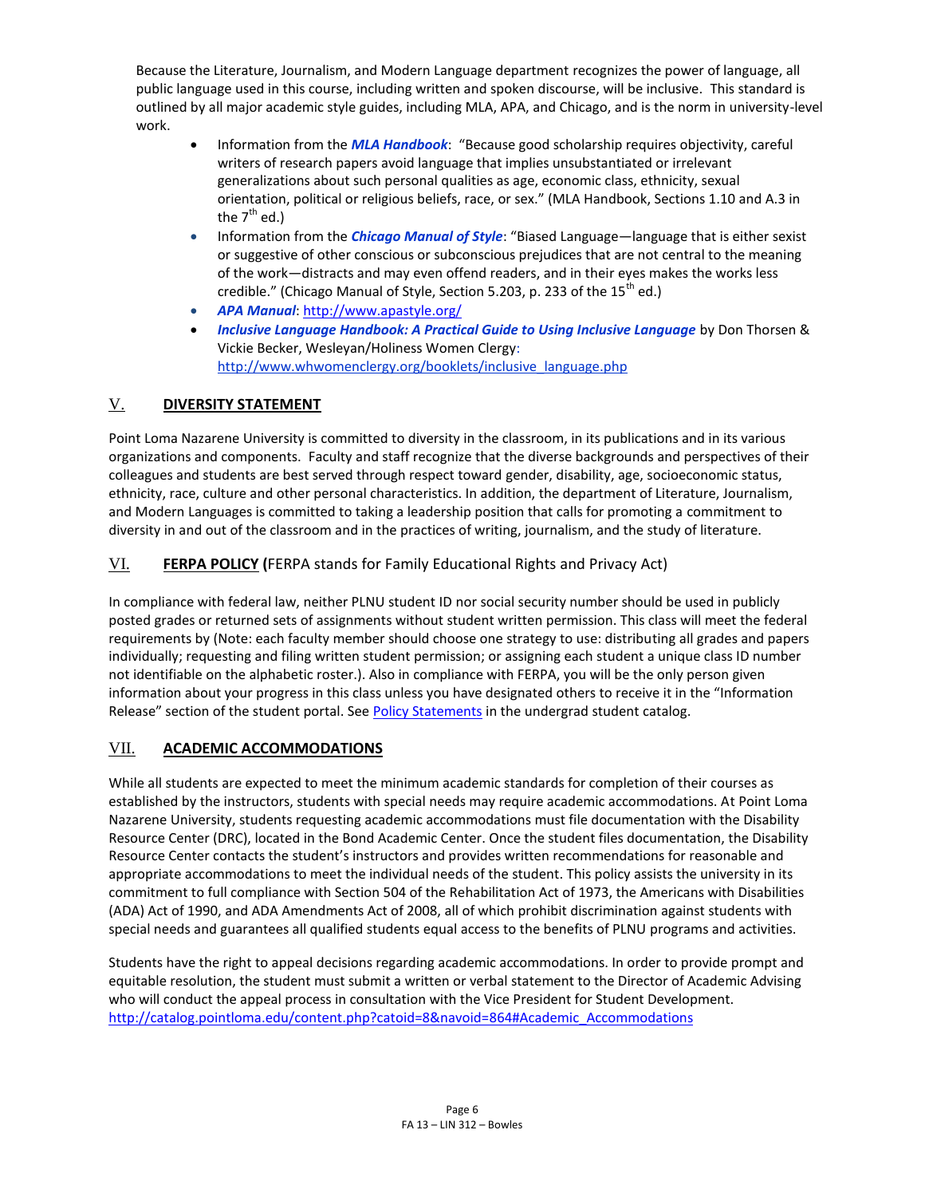Because the Literature, Journalism, and Modern Language department recognizes the power of language, all public language used in this course, including written and spoken discourse, will be inclusive. This standard is outlined by all major academic style guides, including MLA, APA, and Chicago, and is the norm in university-level work.

- Information from the ***MLA Handbook***: "Because good scholarship requires objectivity, careful writers of research papers avoid language that implies unsubstantiated or irrelevant generalizations about such personal qualities as age, economic class, ethnicity, sexual orientation, political or religious beliefs, race, or sex." (MLA Handbook, Sections 1.10 and A.3 in the 7th ed.)
- Information from the ***Chicago Manual of Style***: "Biased Language—language that is either sexist or suggestive of other conscious or subconscious prejudices that are not central to the meaning of the work—distracts and may even offend readers, and in their eyes makes the works less credible." (Chicago Manual of Style, Section 5.203, p. 233 of the 15th ed.)
- ***APA Manual***: http://www.apastyle.org/
- ***Inclusive Language Handbook: A Practical Guide to Using Inclusive Language*** by Don Thorsen & Vickie Becker, Wesleyan/Holiness Women Clergy: http://www.whwomenclergy.org/booklets/inclusive_language.php

## V. DIVERSITY STATEMENT

Point Loma Nazarene University is committed to diversity in the classroom, in its publications and in its various organizations and components. Faculty and staff recognize that the diverse backgrounds and perspectives of their colleagues and students are best served through respect toward gender, disability, age, socioeconomic status, ethnicity, race, culture and other personal characteristics. In addition, the department of Literature, Journalism, and Modern Languages is committed to taking a leadership position that calls for promoting a commitment to diversity in and out of the classroom and in the practices of writing, journalism, and the study of literature.

## VI. FERPA POLICY (FERPA stands for Family Educational Rights and Privacy Act)

In compliance with federal law, neither PLNU student ID nor social security number should be used in publicly posted grades or returned sets of assignments without student written permission. This class will meet the federal requirements by (Note: each faculty member should choose one strategy to use: distributing all grades and papers individually; requesting and filing written student permission; or assigning each student a unique class ID number not identifiable on the alphabetic roster.). Also in compliance with FERPA, you will be the only person given information about your progress in this class unless you have designated others to receive it in the "Information Release" section of the student portal. See Policy Statements in the undergrad student catalog.

## VII. ACADEMIC ACCOMMODATIONS

While all students are expected to meet the minimum academic standards for completion of their courses as established by the instructors, students with special needs may require academic accommodations. At Point Loma Nazarene University, students requesting academic accommodations must file documentation with the Disability Resource Center (DRC), located in the Bond Academic Center. Once the student files documentation, the Disability Resource Center contacts the student's instructors and provides written recommendations for reasonable and appropriate accommodations to meet the individual needs of the student. This policy assists the university in its commitment to full compliance with Section 504 of the Rehabilitation Act of 1973, the Americans with Disabilities (ADA) Act of 1990, and ADA Amendments Act of 2008, all of which prohibit discrimination against students with special needs and guarantees all qualified students equal access to the benefits of PLNU programs and activities.

Students have the right to appeal decisions regarding academic accommodations. In order to provide prompt and equitable resolution, the student must submit a written or verbal statement to the Director of Academic Advising who will conduct the appeal process in consultation with the Vice President for Student Development. http://catalog.pointloma.edu/content.php?catoid=8&navoid=864#Academic_Accommodations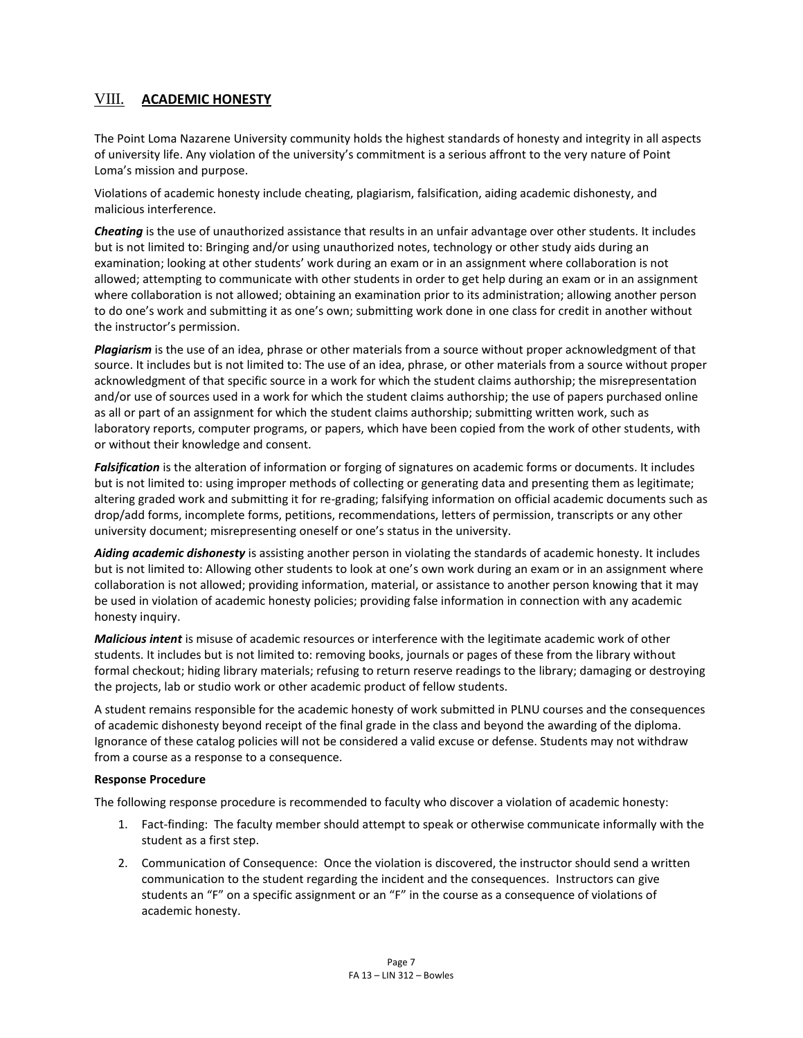## VIII. ACADEMIC HONESTY

The Point Loma Nazarene University community holds the highest standards of honesty and integrity in all aspects of university life. Any violation of the university's commitment is a serious affront to the very nature of Point Loma's mission and purpose.

Violations of academic honesty include cheating, plagiarism, falsification, aiding academic dishonesty, and malicious interference.

***Cheating*** is the use of unauthorized assistance that results in an unfair advantage over other students. It includes but is not limited to: Bringing and/or using unauthorized notes, technology or other study aids during an examination; looking at other students' work during an exam or in an assignment where collaboration is not allowed; attempting to communicate with other students in order to get help during an exam or in an assignment where collaboration is not allowed; obtaining an examination prior to its administration; allowing another person to do one's work and submitting it as one's own; submitting work done in one class for credit in another without the instructor's permission.

***Plagiarism*** is the use of an idea, phrase or other materials from a source without proper acknowledgment of that source. It includes but is not limited to: The use of an idea, phrase, or other materials from a source without proper acknowledgment of that specific source in a work for which the student claims authorship; the misrepresentation and/or use of sources used in a work for which the student claims authorship; the use of papers purchased online as all or part of an assignment for which the student claims authorship; submitting written work, such as laboratory reports, computer programs, or papers, which have been copied from the work of other students, with or without their knowledge and consent.

***Falsification*** is the alteration of information or forging of signatures on academic forms or documents. It includes but is not limited to: using improper methods of collecting or generating data and presenting them as legitimate; altering graded work and submitting it for re-grading; falsifying information on official academic documents such as drop/add forms, incomplete forms, petitions, recommendations, letters of permission, transcripts or any other university document; misrepresenting oneself or one's status in the university.

***Aiding academic dishonesty*** is assisting another person in violating the standards of academic honesty. It includes but is not limited to: Allowing other students to look at one's own work during an exam or in an assignment where collaboration is not allowed; providing information, material, or assistance to another person knowing that it may be used in violation of academic honesty policies; providing false information in connection with any academic honesty inquiry.

***Malicious intent*** is misuse of academic resources or interference with the legitimate academic work of other students. It includes but is not limited to: removing books, journals or pages of these from the library without formal checkout; hiding library materials; refusing to return reserve readings to the library; damaging or destroying the projects, lab or studio work or other academic product of fellow students.

A student remains responsible for the academic honesty of work submitted in PLNU courses and the consequences of academic dishonesty beyond receipt of the final grade in the class and beyond the awarding of the diploma. Ignorance of these catalog policies will not be considered a valid excuse or defense. Students may not withdraw from a course as a response to a consequence.

**Response Procedure**

The following response procedure is recommended to faculty who discover a violation of academic honesty:

1. Fact-finding: The faculty member should attempt to speak or otherwise communicate informally with the student as a first step.
2. Communication of Consequence: Once the violation is discovered, the instructor should send a written communication to the student regarding the incident and the consequences. Instructors can give students an "F" on a specific assignment or an "F" in the course as a consequence of violations of academic honesty.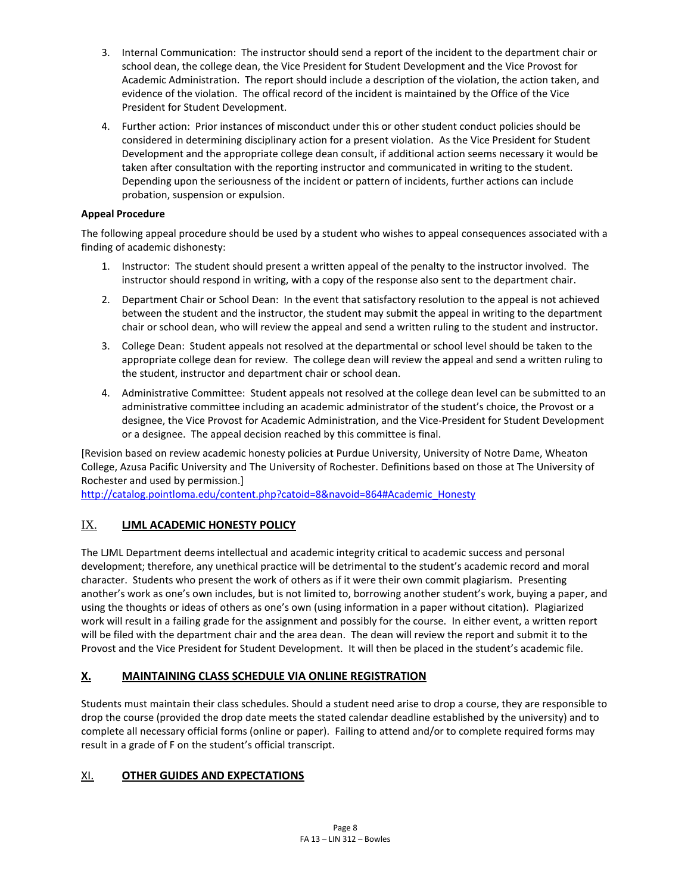3. Internal Communication: The instructor should send a report of the incident to the department chair or school dean, the college dean, the Vice President for Student Development and the Vice Provost for Academic Administration. The report should include a description of the violation, the action taken, and evidence of the violation. The offical record of the incident is maintained by the Office of the Vice President for Student Development.
4. Further action: Prior instances of misconduct under this or other student conduct policies should be considered in determining disciplinary action for a present violation. As the Vice President for Student Development and the appropriate college dean consult, if additional action seems necessary it would be taken after consultation with the reporting instructor and communicated in writing to the student. Depending upon the seriousness of the incident or pattern of incidents, further actions can include probation, suspension or expulsion.

**Appeal Procedure**

The following appeal procedure should be used by a student who wishes to appeal consequences associated with a finding of academic dishonesty:

1. Instructor: The student should present a written appeal of the penalty to the instructor involved. The instructor should respond in writing, with a copy of the response also sent to the department chair.
2. Department Chair or School Dean: In the event that satisfactory resolution to the appeal is not achieved between the student and the instructor, the student may submit the appeal in writing to the department chair or school dean, who will review the appeal and send a written ruling to the student and instructor.
3. College Dean: Student appeals not resolved at the departmental or school level should be taken to the appropriate college dean for review. The college dean will review the appeal and send a written ruling to the student, instructor and department chair or school dean.
4. Administrative Committee: Student appeals not resolved at the college dean level can be submitted to an administrative committee including an academic administrator of the student's choice, the Provost or a designee, the Vice Provost for Academic Administration, and the Vice-President for Student Development or a designee. The appeal decision reached by this committee is final.

[Revision based on review academic honesty policies at Purdue University, University of Notre Dame, Wheaton College, Azusa Pacific University and The University of Rochester. Definitions based on those at The University of Rochester and used by permission.]
http://catalog.pointloma.edu/content.php?catoid=8&navoid=864#Academic_Honesty

## IX. LJML ACADEMIC HONESTY POLICY

The LJML Department deems intellectual and academic integrity critical to academic success and personal development; therefore, any unethical practice will be detrimental to the student's academic record and moral character. Students who present the work of others as if it were their own commit plagiarism. Presenting another's work as one's own includes, but is not limited to, borrowing another student's work, buying a paper, and using the thoughts or ideas of others as one's own (using information in a paper without citation). Plagiarized work will result in a failing grade for the assignment and possibly for the course. In either event, a written report will be filed with the department chair and the area dean. The dean will review the report and submit it to the Provost and the Vice President for Student Development. It will then be placed in the student's academic file.

## X. MAINTAINING CLASS SCHEDULE VIA ONLINE REGISTRATION

Students must maintain their class schedules. Should a student need arise to drop a course, they are responsible to drop the course (provided the drop date meets the stated calendar deadline established by the university) and to complete all necessary official forms (online or paper). Failing to attend and/or to complete required forms may result in a grade of F on the student's official transcript.

## XI. OTHER GUIDES AND EXPECTATIONS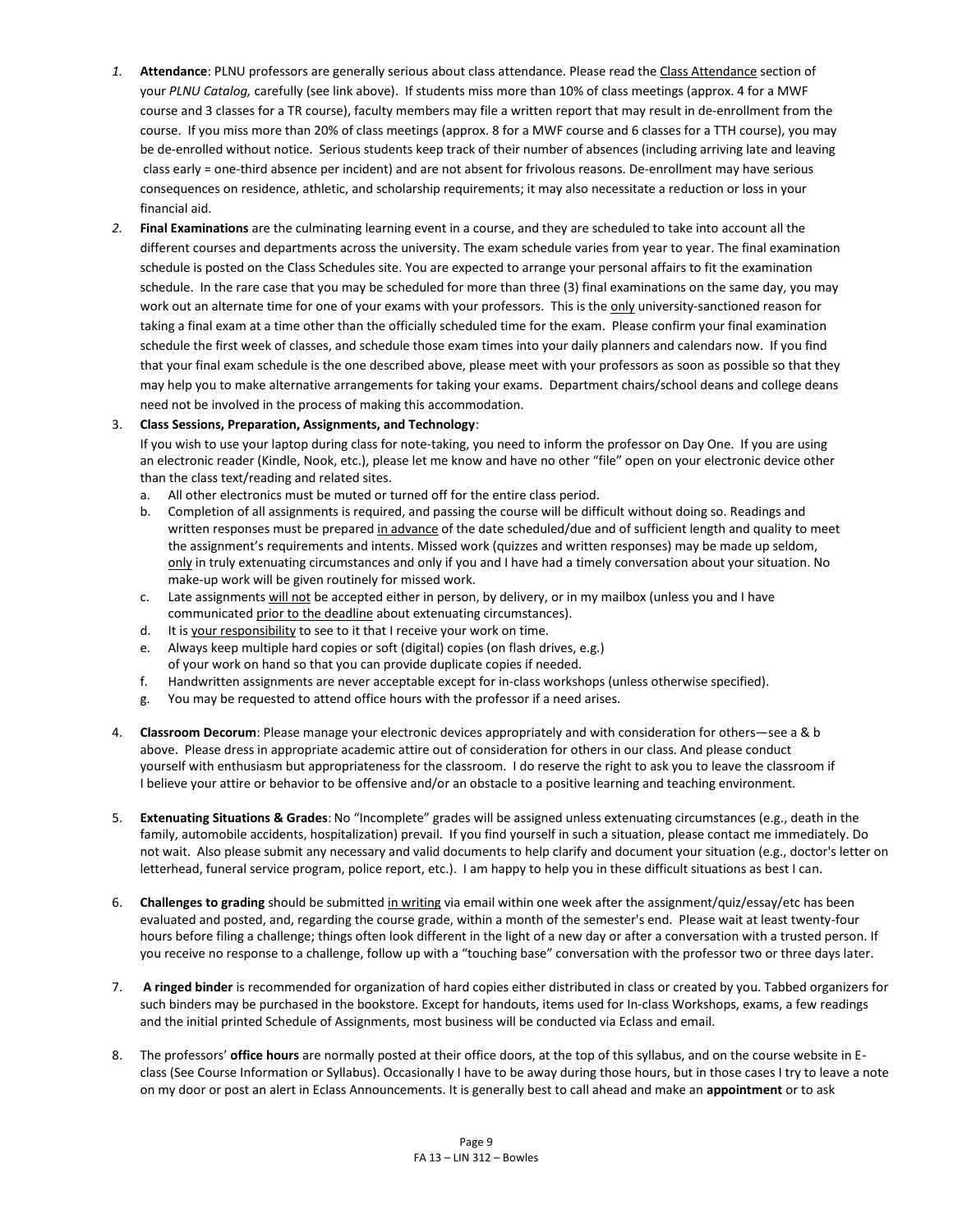1. **Attendance**: PLNU professors are generally serious about class attendance. Please read the Class Attendance section of your *PLNU Catalog,* carefully (see link above). If students miss more than 10% of class meetings (approx. 4 for a MWF course and 3 classes for a TR course), faculty members may file a written report that may result in de-enrollment from the course. If you miss more than 20% of class meetings (approx. 8 for a MWF course and 6 classes for a TTH course), you may be de-enrolled without notice. Serious students keep track of their number of absences (including arriving late and leaving class early = one-third absence per incident) and are not absent for frivolous reasons. De-enrollment may have serious consequences on residence, athletic, and scholarship requirements; it may also necessitate a reduction or loss in your financial aid.
2. **Final Examinations** are the culminating learning event in a course, and they are scheduled to take into account all the different courses and departments across the university. The exam schedule varies from year to year. The final examination schedule is posted on the Class Schedules site. You are expected to arrange your personal affairs to fit the examination schedule. In the rare case that you may be scheduled for more than three (3) final examinations on the same day, you may work out an alternate time for one of your exams with your professors. This is the only university-sanctioned reason for taking a final exam at a time other than the officially scheduled time for the exam. Please confirm your final examination schedule the first week of classes, and schedule those exam times into your daily planners and calendars now. If you find that your final exam schedule is the one described above, please meet with your professors as soon as possible so that they may help you to make alternative arrangements for taking your exams. Department chairs/school deans and college deans need not be involved in the process of making this accommodation.
3. **Class Sessions, Preparation, Assignments, and Technology**:
   If you wish to use your laptop during class for note-taking, you need to inform the professor on Day One. If you are using an electronic reader (Kindle, Nook, etc.), please let me know and have no other "file" open on your electronic device other than the class text/reading and related sites.
   a. All other electronics must be muted or turned off for the entire class period.
   b. Completion of all assignments is required, and passing the course will be difficult without doing so. Readings and written responses must be prepared in advance of the date scheduled/due and of sufficient length and quality to meet the assignment's requirements and intents. Missed work (quizzes and written responses) may be made up seldom, only in truly extenuating circumstances and only if you and I have had a timely conversation about your situation. No make-up work will be given routinely for missed work.
   c. Late assignments will not be accepted either in person, by delivery, or in my mailbox (unless you and I have communicated prior to the deadline about extenuating circumstances).
   d. It is your responsibility to see to it that I receive your work on time.
   e. Always keep multiple hard copies or soft (digital) copies (on flash drives, e.g.) of your work on hand so that you can provide duplicate copies if needed.
   f. Handwritten assignments are never acceptable except for in-class workshops (unless otherwise specified).
   g. You may be requested to attend office hours with the professor if a need arises.
4. **Classroom Decorum**: Please manage your electronic devices appropriately and with consideration for others—see a & b above. Please dress in appropriate academic attire out of consideration for others in our class. And please conduct yourself with enthusiasm but appropriateness for the classroom. I do reserve the right to ask you to leave the classroom if I believe your attire or behavior to be offensive and/or an obstacle to a positive learning and teaching environment.
5. **Extenuating Situations & Grades**: No "Incomplete" grades will be assigned unless extenuating circumstances (e.g., death in the family, automobile accidents, hospitalization) prevail. If you find yourself in such a situation, please contact me immediately. Do not wait. Also please submit any necessary and valid documents to help clarify and document your situation (e.g., doctor's letter on letterhead, funeral service program, police report, etc.). I am happy to help you in these difficult situations as best I can.
6. **Challenges to grading** should be submitted in writing via email within one week after the assignment/quiz/essay/etc has been evaluated and posted, and, regarding the course grade, within a month of the semester's end. Please wait at least twenty-four hours before filing a challenge; things often look different in the light of a new day or after a conversation with a trusted person. If you receive no response to a challenge, follow up with a "touching base" conversation with the professor two or three days later.
7. **A ringed binder** is recommended for organization of hard copies either distributed in class or created by you. Tabbed organizers for such binders may be purchased in the bookstore. Except for handouts, items used for In-class Workshops, exams, a few readings and the initial printed Schedule of Assignments, most business will be conducted via Eclass and email.
8. The professors' **office hours** are normally posted at their office doors, at the top of this syllabus, and on the course website in E-class (See Course Information or Syllabus). Occasionally I have to be away during those hours, but in those cases I try to leave a note on my door or post an alert in Eclass Announcements. It is generally best to call ahead and make an **appointment** or to ask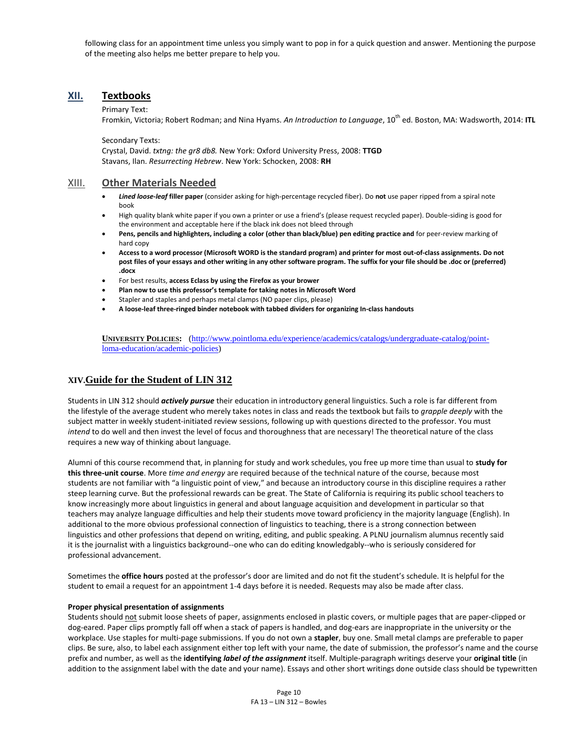following class for an appointment time unless you simply want to pop in for a quick question and answer. Mentioning the purpose of the meeting also helps me better prepare to help you.

## XII. Textbooks

Primary Text:
Fromkin, Victoria; Robert Rodman; and Nina Hyams. *An Introduction to Language*, 10th ed. Boston, MA: Wadsworth, 2014: **ITL**

Secondary Texts:
Crystal, David. *txtng: the gr8 db8.* New York: Oxford University Press, 2008: **TTGD**
Stavans, Ilan. *Resurrecting Hebrew*. New York: Schocken, 2008: **RH**

## XIII. Other Materials Needed

- ***Lined loose-leaf* filler paper** (consider asking for high-percentage recycled fiber). Do **not** use paper ripped from a spiral note book
- High quality blank white paper if you own a printer or use a friend's (please request recycled paper). Double-siding is good for the environment and acceptable here if the black ink does not bleed through
- **Pens, pencils and highlighters, including a color (other than black/blue) pen editing practice and** for peer-review marking of hard copy
- **Access to a word processor (Microsoft WORD is the standard program) and printer for most out-of-class assignments. Do not post files of your essays and other writing in any other software program. The suffix for your file should be .doc or (preferred) .docx**
- For best results, **access Eclass by using the Firefox as your brower**
- **Plan now to use this professor's template for taking notes in Microsoft Word**
- Stapler and staples and perhaps metal clamps (NO paper clips, please)
- **A loose-leaf three-ringed binder notebook with tabbed dividers for organizing In-class handouts**

**UNIVERSITY POLICIES:** (http://www.pointloma.edu/experience/academics/catalogs/undergraduate-catalog/point-loma-education/academic-policies)

## XIV. Guide for the Student of LIN 312

Students in LIN 312 should ***actively pursue*** their education in introductory general linguistics. Such a role is far different from the lifestyle of the average student who merely takes notes in class and reads the textbook but fails to *grapple deeply* with the subject matter in weekly student-initiated review sessions, following up with questions directed to the professor. You must *intend* to do well and then invest the level of focus and thoroughness that are necessary! The theoretical nature of the class requires a new way of thinking about language.

Alumni of this course recommend that, in planning for study and work schedules, you free up more time than usual to **study for this three-unit course**. More *time and energy* are required because of the technical nature of the course, because most students are not familiar with "a linguistic point of view," and because an introductory course in this discipline requires a rather steep learning curve. But the professional rewards can be great. The State of California is requiring its public school teachers to know increasingly more about linguistics in general and about language acquisition and development in particular so that teachers may analyze language difficulties and help their students move toward proficiency in the majority language (English). In additional to the more obvious professional connection of linguistics to teaching, there is a strong connection between linguistics and other professions that depend on writing, editing, and public speaking. A PLNU journalism alumnus recently said it is the journalist with a linguistics background--one who can do editing knowledgably--who is seriously considered for professional advancement.

Sometimes the **office hours** posted at the professor's door are limited and do not fit the student's schedule. It is helpful for the student to email a request for an appointment 1-4 days before it is needed. Requests may also be made after class.

**Proper physical presentation of assignments**

Students should not submit loose sheets of paper, assignments enclosed in plastic covers, or multiple pages that are paper-clipped or dog-eared. Paper clips promptly fall off when a stack of papers is handled, and dog-ears are inappropriate in the university or the workplace. Use staples for multi-page submissions. If you do not own a **stapler**, buy one. Small metal clamps are preferable to paper clips. Be sure, also, to label each assignment either top left with your name, the date of submission, the professor's name and the course prefix and number, as well as the **identifying *label of the assignment*** itself. Multiple-paragraph writings deserve your **original title** (in addition to the assignment label with the date and your name). Essays and other short writings done outside class should be typewritten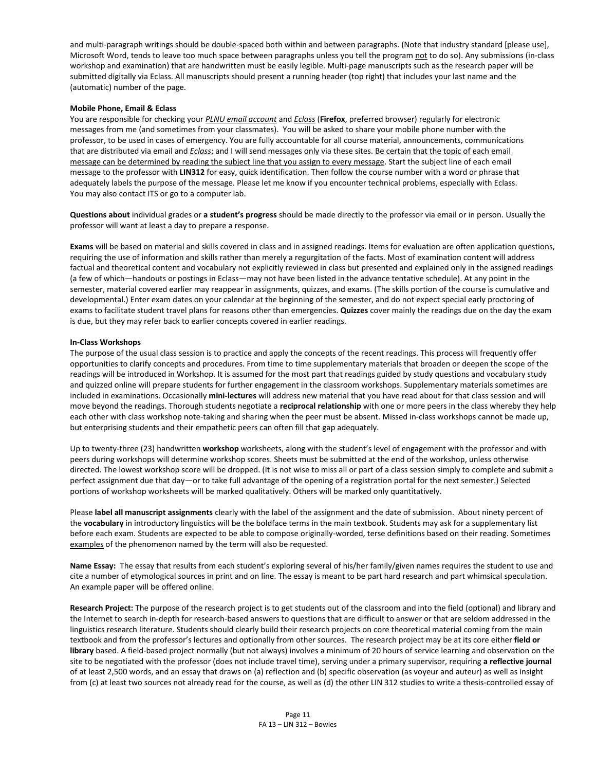and multi-paragraph writings should be double-spaced both within and between paragraphs. (Note that industry standard [please use], Microsoft Word, tends to leave too much space between paragraphs unless you tell the program not to do so). Any submissions (in-class workshop and examination) that are handwritten must be easily legible. Multi-page manuscripts such as the research paper will be submitted digitally via Eclass. All manuscripts should present a running header (top right) that includes your last name and the (automatic) number of the page.

**Mobile Phone, Email & Eclass**

You are responsible for checking your *PLNU email account* and *Eclass* (**Firefox**, preferred browser) regularly for electronic messages from me (and sometimes from your classmates). You will be asked to share your mobile phone number with the professor, to be used in cases of emergency. You are fully accountable for all course material, announcements, communications that are distributed via email and *Eclass*; and I will send messages only via these sites. Be certain that the topic of each email message can be determined by reading the subject line that you assign to every message. Start the subject line of each email message to the professor with **LIN312** for easy, quick identification. Then follow the course number with a word or phrase that adequately labels the purpose of the message. Please let me know if you encounter technical problems, especially with Eclass. You may also contact ITS or go to a computer lab.

**Questions about** individual grades or **a student's progress** should be made directly to the professor via email or in person. Usually the professor will want at least a day to prepare a response.

**Exams** will be based on material and skills covered in class and in assigned readings. Items for evaluation are often application questions, requiring the use of information and skills rather than merely a regurgitation of the facts. Most of examination content will address factual and theoretical content and vocabulary not explicitly reviewed in class but presented and explained only in the assigned readings (a few of which—handouts or postings in Eclass—may not have been listed in the advance tentative schedule). At any point in the semester, material covered earlier may reappear in assignments, quizzes, and exams. (The skills portion of the course is cumulative and developmental.) Enter exam dates on your calendar at the beginning of the semester, and do not expect special early proctoring of exams to facilitate student travel plans for reasons other than emergencies. **Quizzes** cover mainly the readings due on the day the exam is due, but they may refer back to earlier concepts covered in earlier readings.

**In-Class Workshops**

The purpose of the usual class session is to practice and apply the concepts of the recent readings. This process will frequently offer opportunities to clarify concepts and procedures. From time to time supplementary materials that broaden or deepen the scope of the readings will be introduced in Workshop. It is assumed for the most part that readings guided by study questions and vocabulary study and quizzed online will prepare students for further engagement in the classroom workshops. Supplementary materials sometimes are included in examinations. Occasionally **mini-lectures** will address new material that you have read about for that class session and will move beyond the readings. Thorough students negotiate a **reciprocal relationship** with one or more peers in the class whereby they help each other with class workshop note-taking and sharing when the peer must be absent. Missed in-class workshops cannot be made up, but enterprising students and their empathetic peers can often fill that gap adequately.

Up to twenty-three (23) handwritten **workshop** worksheets, along with the student's level of engagement with the professor and with peers during workshops will determine workshop scores. Sheets must be submitted at the end of the workshop, unless otherwise directed. The lowest workshop score will be dropped. (It is not wise to miss all or part of a class session simply to complete and submit a perfect assignment due that day—or to take full advantage of the opening of a registration portal for the next semester.) Selected portions of workshop worksheets will be marked qualitatively. Others will be marked only quantitatively.

Please **label all manuscript assignments** clearly with the label of the assignment and the date of submission. About ninety percent of the **vocabulary** in introductory linguistics will be the boldface terms in the main textbook. Students may ask for a supplementary list before each exam. Students are expected to be able to compose originally-worded, terse definitions based on their reading. Sometimes examples of the phenomenon named by the term will also be requested.

**Name Essay:** The essay that results from each student's exploring several of his/her family/given names requires the student to use and cite a number of etymological sources in print and on line. The essay is meant to be part hard research and part whimsical speculation. An example paper will be offered online.

**Research Project:** The purpose of the research project is to get students out of the classroom and into the field (optional) and library and the Internet to search in-depth for research-based answers to questions that are difficult to answer or that are seldom addressed in the linguistics research literature. Students should clearly build their research projects on core theoretical material coming from the main textbook and from the professor's lectures and optionally from other sources. The research project may be at its core either **field or library** based. A field-based project normally (but not always) involves a minimum of 20 hours of service learning and observation on the site to be negotiated with the professor (does not include travel time), serving under a primary supervisor, requiring **a reflective journal** of at least 2,500 words, and an essay that draws on (a) reflection and (b) specific observation (as voyeur and auteur) as well as insight from (c) at least two sources not already read for the course, as well as (d) the other LIN 312 studies to write a thesis-controlled essay of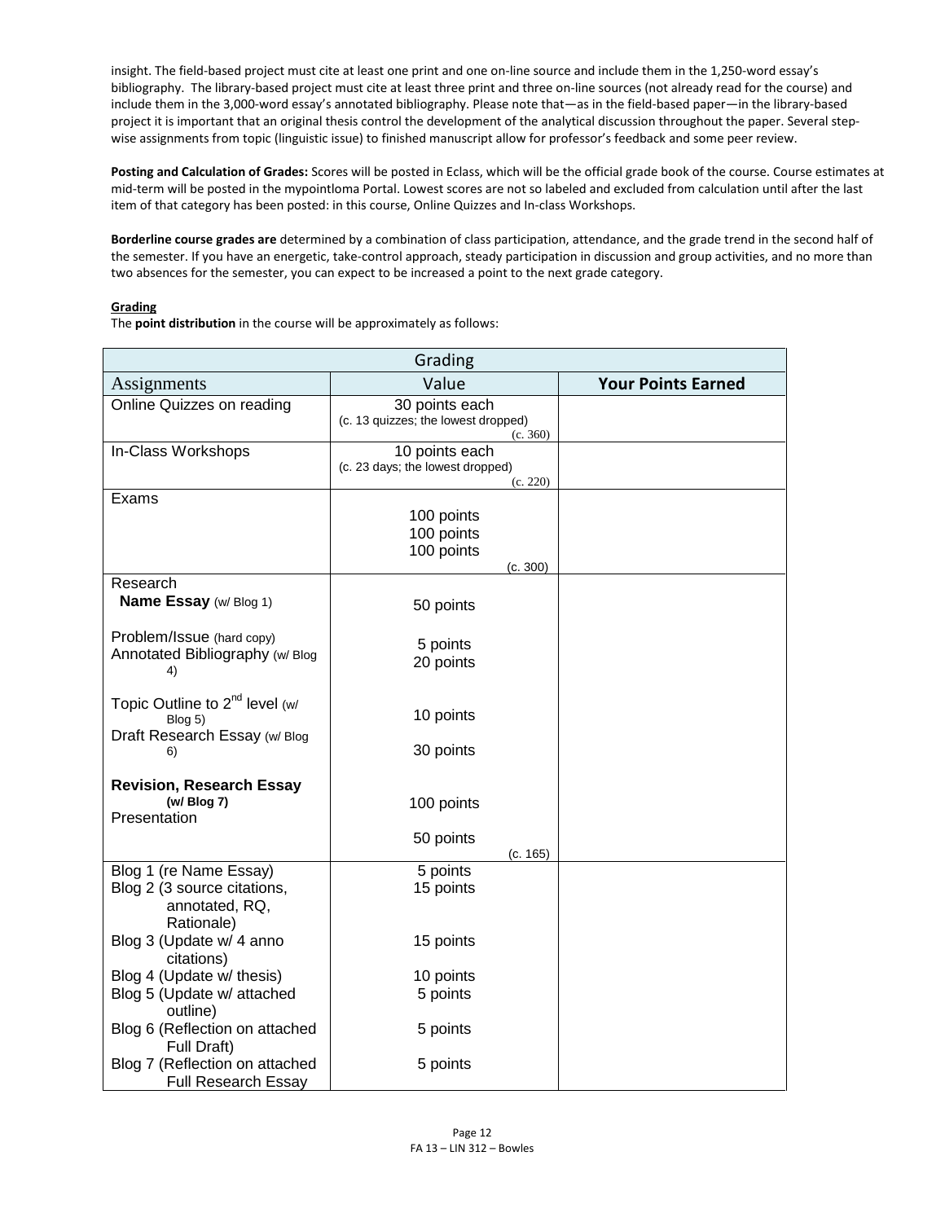insight. The field-based project must cite at least one print and one on-line source and include them in the 1,250-word essay's bibliography. The library-based project must cite at least three print and three on-line sources (not already read for the course) and include them in the 3,000-word essay's annotated bibliography. Please note that—as in the field-based paper—in the library-based project it is important that an original thesis control the development of the analytical discussion throughout the paper. Several step-wise assignments from topic (linguistic issue) to finished manuscript allow for professor's feedback and some peer review.

**Posting and Calculation of Grades:** Scores will be posted in Eclass, which will be the official grade book of the course. Course estimates at mid-term will be posted in the mypointloma Portal. Lowest scores are not so labeled and excluded from calculation until after the last item of that category has been posted: in this course, Online Quizzes and In-class Workshops.

**Borderline course grades are** determined by a combination of class participation, attendance, and the grade trend in the second half of the semester. If you have an energetic, take-control approach, steady participation in discussion and group activities, and no more than two absences for the semester, you can expect to be increased a point to the next grade category.

**Grading**

The **point distribution** in the course will be approximately as follows:

| Grading | | |
|---|---|---|
| Assignments | Value | **Your Points Earned** |
| Online Quizzes on reading | 30 points each<br>(c. 13 quizzes; the lowest dropped)<br>(c. 360) | |
| In-Class Workshops | 10 points each<br>(c. 23 days; the lowest dropped)<br>(c. 220) | |
| Exams | 100 points<br>100 points<br>100 points<br>(c. 300) | |
| Research<br>**Name Essay** (w/ Blog 1)<br><br>Problem/Issue (hard copy)<br>Annotated Bibliography (w/ Blog 4)<br><br>Topic Outline to 2[nd] level (w/ Blog 5)<br>Draft Research Essay (w/ Blog 6)<br><br>**Revision, Research Essay (w/ Blog 7)**<br>Presentation | 50 points<br><br>5 points<br>20 points<br><br>10 points<br><br>30 points<br><br>100 points<br><br>50 points<br>(c. 165) | |
| Blog 1 (re Name Essay)<br>Blog 2 (3 source citations, annotated, RQ, Rationale)<br>Blog 3 (Update w/ 4 anno citations)<br>Blog 4 (Update w/ thesis)<br>Blog 5 (Update w/ attached outline)<br>Blog 6 (Reflection on attached Full Draft)<br>Blog 7 (Reflection on attached Full Research Essay | 5 points<br>15 points<br><br>15 points<br><br>10 points<br>5 points<br><br>5 points<br><br>5 points | |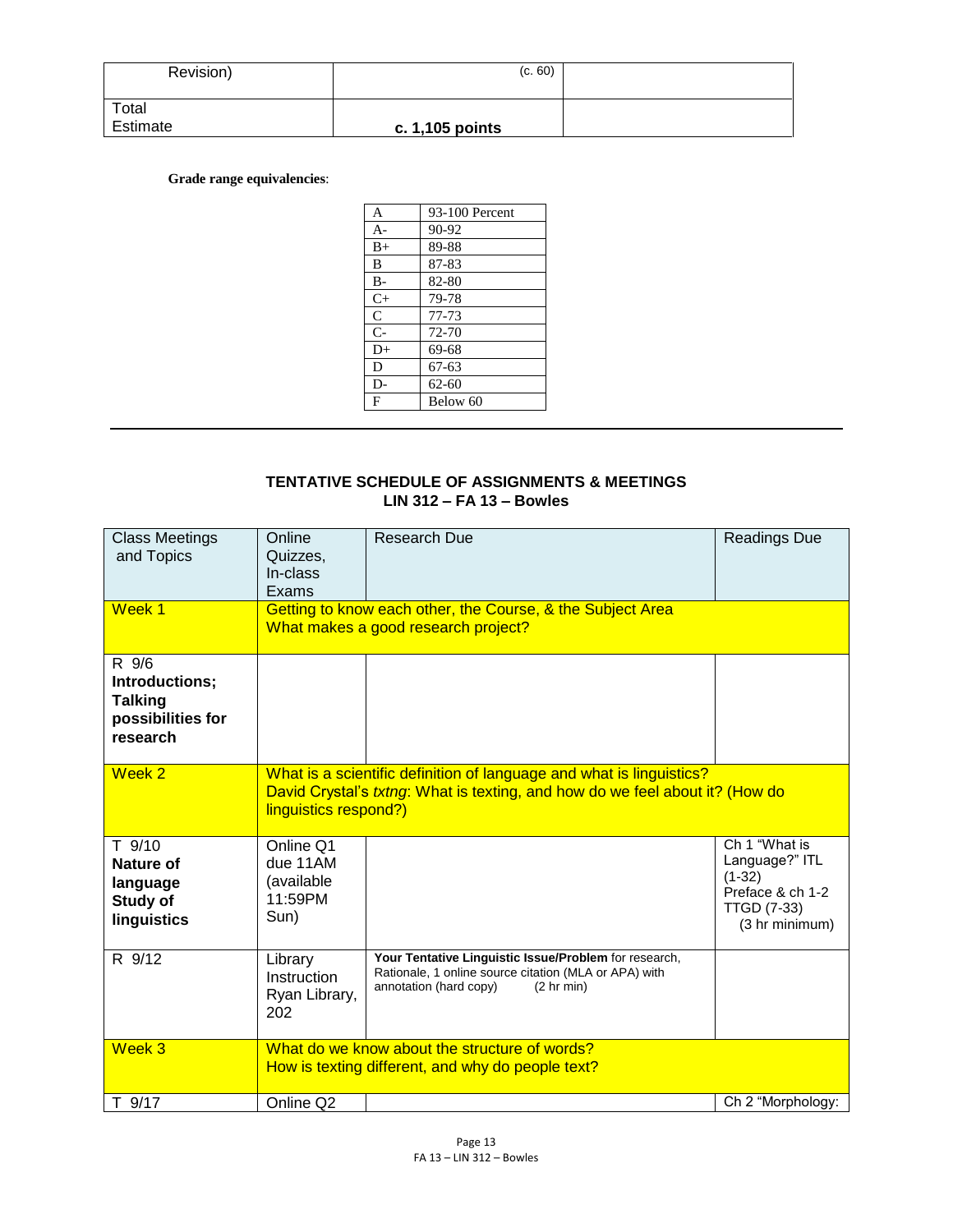| Revision) | (c. 60) | |
|---|---|---|
| Total Estimate | **c. 1,105 points** | |

**Grade range equivalencies**:

| A | 93-100 Percent |
|---|---|
| A- | 90-92 |
| B+ | 89-88 |
| B | 87-83 |
| B- | 82-80 |
| C+ | 79-78 |
| C | 77-73 |
| C- | 72-70 |
| D+ | 69-68 |
| D | 67-63 |
| D- | 62-60 |
| F | Below 60 |

---

## TENTATIVE SCHEDULE OF ASSIGNMENTS & MEETINGS
## LIN 312 – FA 13 – Bowles

| Class Meetings and Topics | Online Quizzes, In-class Exams | Research Due | Readings Due |
|---|---|---|---|
| Week 1 | Getting to know each other, the Course, & the Subject Area<br>What makes a good research project? | | |
| R 9/6<br>**Introductions; Talking possibilities for research** | | | |
| Week 2 | What is a scientific definition of language and what is linguistics?<br>David Crystal's *txtng*: What is texting, and how do we feel about it? (How do linguistics respond?) | | |
| T 9/10<br>**Nature of language Study of linguistics** | Online Q1 due 11AM (available 11:59PM Sun) | | Ch 1 "What is Language?" ITL (1-32)<br>Preface & ch 1-2 TTGD (7-33)<br>(3 hr minimum) |
| R 9/12 | Library Instruction Ryan Library, 202 | **Your Tentative Linguistic Issue/Problem** for research, Rationale, 1 online source citation (MLA or APA) with annotation (hard copy) (2 hr min) | |
| Week 3 | What do we know about the structure of words?<br>How is texting different, and why do people text? | | |
| T 9/17 | Online Q2 | | Ch 2 "Morphology: |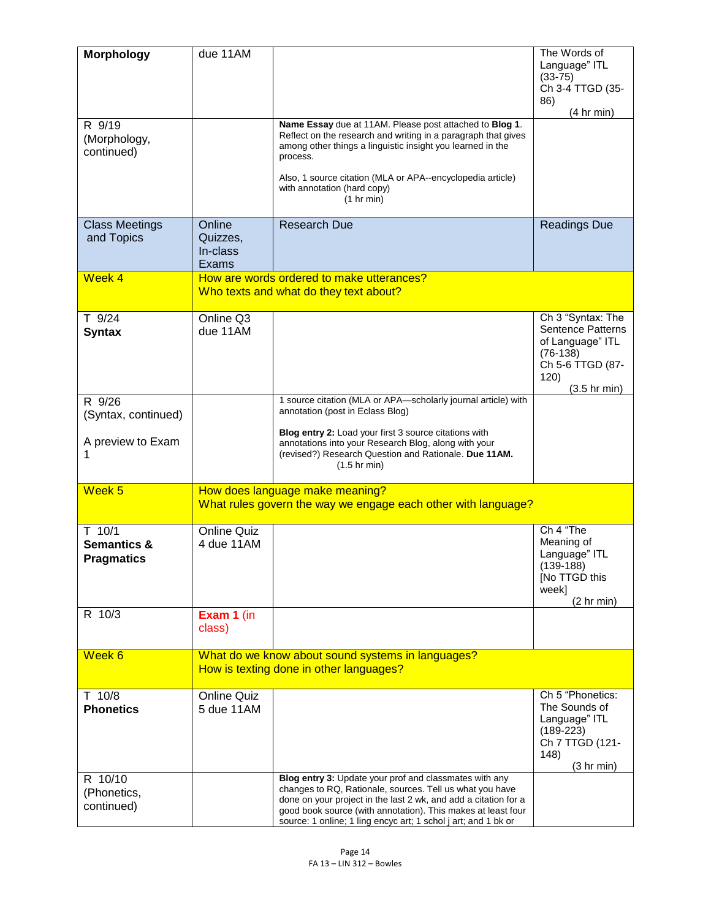| Class Meetings and Topics | Online Quizzes, In-class Exams | Research Due | Readings Due |
|---|---|---|---|
| **Morphology** | due 11AM | | The Words of Language" ITL (33-75) Ch 3-4 TTGD (35-86) (4 hr min) |
| R 9/19 (Morphology, continued) | | **Name Essay** due at 11AM. Please post attached to **Blog 1**. Reflect on the research and writing in a paragraph that gives among other things a linguistic insight you learned in the process. Also, 1 source citation (MLA or APA--encyclopedia article) with annotation (hard copy) (1 hr min) | |
| Class Meetings and Topics | Online Quizzes, In-class Exams | Research Due | Readings Due |
| Week 4 | How are words ordered to make utterances? Who texts and what do they text about? | | |
| T 9/24 **Syntax** | Online Q3 due 11AM | | Ch 3 "Syntax: The Sentence Patterns of Language" ITL (76-138) Ch 5-6 TTGD (87-120) (3.5 hr min) |
| R 9/26 (Syntax, continued) A preview to Exam 1 | | 1 source citation (MLA or APA—scholarly journal article) with annotation (post in Eclass Blog) **Blog entry 2:** Load your first 3 source citations with annotations into your Research Blog, along with your (revised?) Research Question and Rationale. **Due 11AM.** (1.5 hr min) | |
| Week 5 | How does language make meaning? What rules govern the way we engage each other with language? | | |
| T 10/1 **Semantics & Pragmatics** | Online Quiz 4 due 11AM | | Ch 4 "The Meaning of Language" ITL (139-188) [No TTGD this week] (2 hr min) |
| R 10/3 | **Exam 1** (in class) | | |
| Week 6 | What do we know about sound systems in languages? How is texting done in other languages? | | |
| T 10/8 **Phonetics** | Online Quiz 5 due 11AM | | Ch 5 "Phonetics: The Sounds of Language" ITL (189-223) Ch 7 TTGD (121-148) (3 hr min) |
| R 10/10 (Phonetics, continued) | | **Blog entry 3:** Update your prof and classmates with any changes to RQ, Rationale, sources. Tell us what you have done on your project in the last 2 wk, and add a citation for a good book source (with annotation). This makes at least four source: 1 online; 1 ling encyc art; 1 schol j art; and 1 bk or | |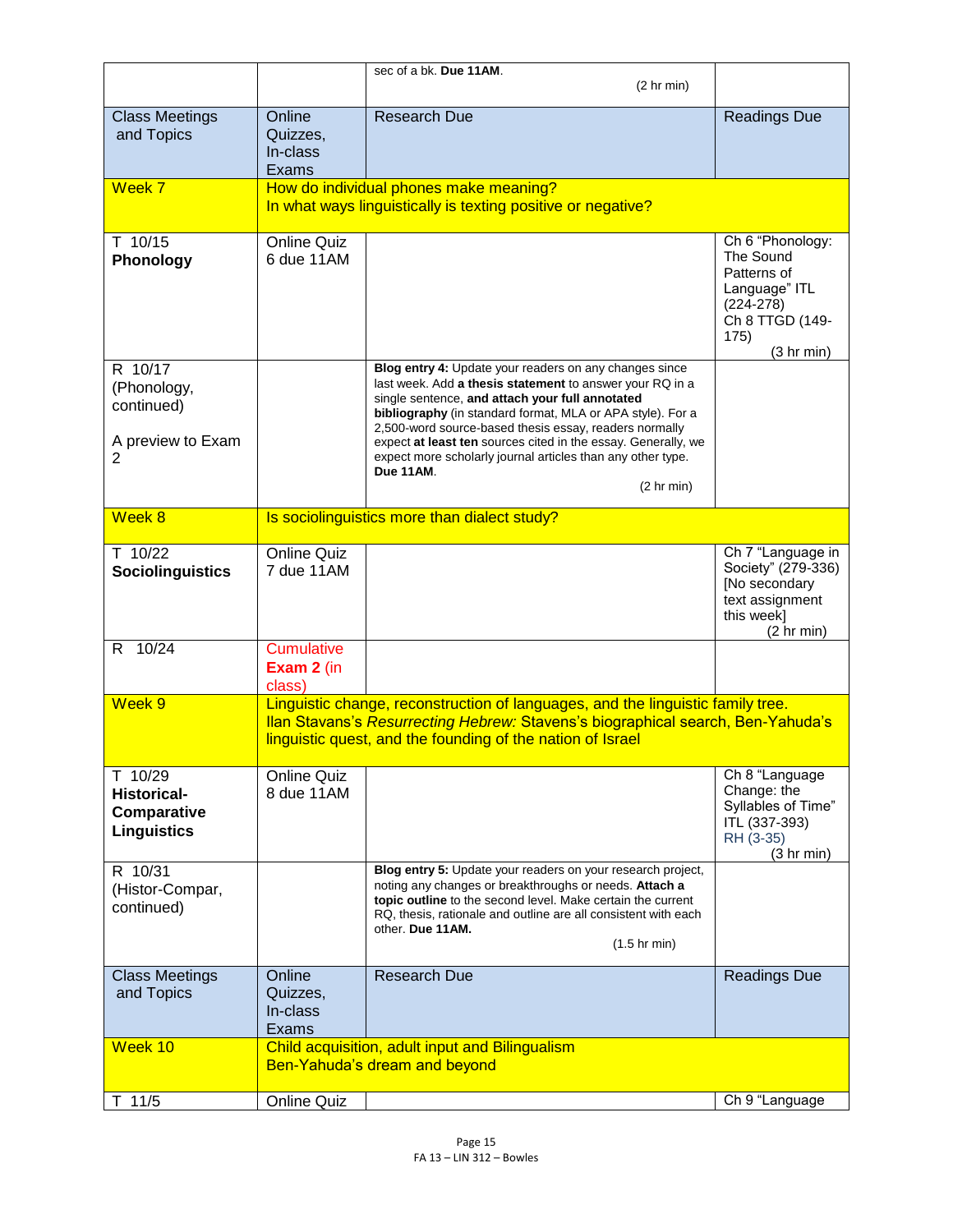| | | sec of a bk. **Due 11AM**. (2 hr min) | |
|---|---|---|---|
| Class Meetings and Topics | Online Quizzes, In-class Exams | Research Due | Readings Due |
| Week 7 | How do individual phones make meaning? In what ways linguistically is texting positive or negative? | | |
| T 10/15 **Phonology** | Online Quiz 6 due 11AM | | Ch 6 "Phonology: The Sound Patterns of Language" ITL (224-278) Ch 8 TTGD (149-175) (3 hr min) |
| R 10/17 (Phonology, continued) A preview to Exam 2 | | **Blog entry 4:** Update your readers on any changes since last week. Add **a thesis statement** to answer your RQ in a single sentence, **and attach your full annotated bibliography** (in standard format, MLA or APA style). For a 2,500-word source-based thesis essay, readers normally expect **at least ten** sources cited in the essay. Generally, we expect more scholarly journal articles than any other type. **Due 11AM**. (2 hr min) | |
| Week 8 | Is sociolinguistics more than dialect study? | | |
| T 10/22 **Sociolinguistics** | Online Quiz 7 due 11AM | | Ch 7 "Language in Society" (279-336) [No secondary text assignment this week] (2 hr min) |
| R 10/24 | Cumulative **Exam 2** (in class) | | |
| Week 9 | Linguistic change, reconstruction of languages, and the linguistic family tree. Ilan Stavans's *Resurrecting Hebrew:* Stavens's biographical search, Ben-Yahuda's linguistic quest, and the founding of the nation of Israel | | |
| T 10/29 **Historical-Comparative Linguistics** | Online Quiz 8 due 11AM | | Ch 8 "Language Change: the Syllables of Time" ITL (337-393) RH (3-35) (3 hr min) |
| R 10/31 (Histor-Compar, continued) | | **Blog entry 5:** Update your readers on your research project, noting any changes or breakthroughs or needs. **Attach a topic outline** to the second level. Make certain the current RQ, thesis, rationale and outline are all consistent with each other. **Due 11AM.** (1.5 hr min) | |
| Class Meetings and Topics | Online Quizzes, In-class Exams | Research Due | Readings Due |
| Week 10 | Child acquisition, adult input and Bilingualism Ben-Yahuda's dream and beyond | | |
| T 11/5 | Online Quiz | | Ch 9 "Language |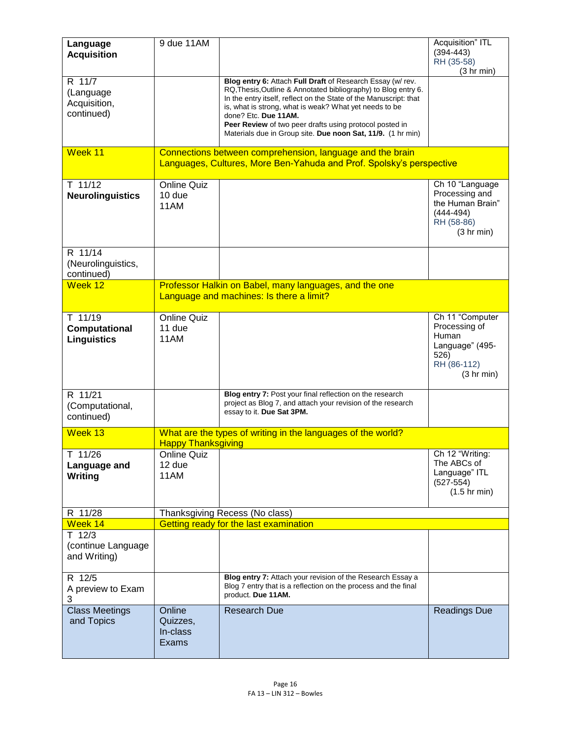| **Language Acquisition** | 9 due 11AM | | Acquisition" ITL (394-443) RH (35-58) (3 hr min) |
|---|---|---|---|
| R 11/7 (Language Acquisition, continued) | | **Blog entry 6:** Attach **Full Draft** of Research Essay (w/ rev. RQ,Thesis,Outline & Annotated bibliography) to Blog entry 6. In the entry itself, reflect on the State of the Manuscript: that is, what is strong, what is weak? What yet needs to be done? Etc. **Due 11AM.** **Peer Review** of two peer drafts using protocol posted in Materials due in Group site. **Due noon Sat, 11/9.** (1 hr min) | |
| Week 11 | Connections between comprehension, language and the brain Languages, Cultures, More Ben-Yahuda and Prof. Spolsky's perspective | | |
| T 11/12 **Neurolinguistics** | Online Quiz 10 due 11AM | | Ch 10 "Language Processing and the Human Brain" (444-494) RH (58-86) (3 hr min) |
| R 11/14 (Neurolinguistics, continued) | | | |
| Week 12 | Professor Halkin on Babel, many languages, and the one Language and machines: Is there a limit? | | |
| T 11/19 **Computational Linguistics** | Online Quiz 11 due 11AM | | Ch 11 "Computer Processing of Human Language" (495-526) RH (86-112) (3 hr min) |
| R 11/21 (Computational, continued) | | **Blog entry 7:** Post your final reflection on the research project as Blog 7, and attach your revision of the research essay to it. **Due Sat 3PM.** | |
| Week 13 | What are the types of writing in the languages of the world? Happy Thanksgiving | | |
| T 11/26 **Language and Writing** | Online Quiz 12 due 11AM | | Ch 12 "Writing: The ABCs of Language" ITL (527-554) (1.5 hr min) |
| R 11/28 | Thanksgiving Recess (No class) | | |
| Week 14 | Getting ready for the last examination | | |
| T 12/3 (continue Language and Writing) | | | |
| R 12/5 A preview to Exam 3 | | **Blog entry 7:** Attach your revision of the Research Essay a Blog 7 entry that is a reflection on the process and the final product. **Due 11AM.** | |
| Class Meetings and Topics | Online Quizzes, In-class Exams | Research Due | Readings Due |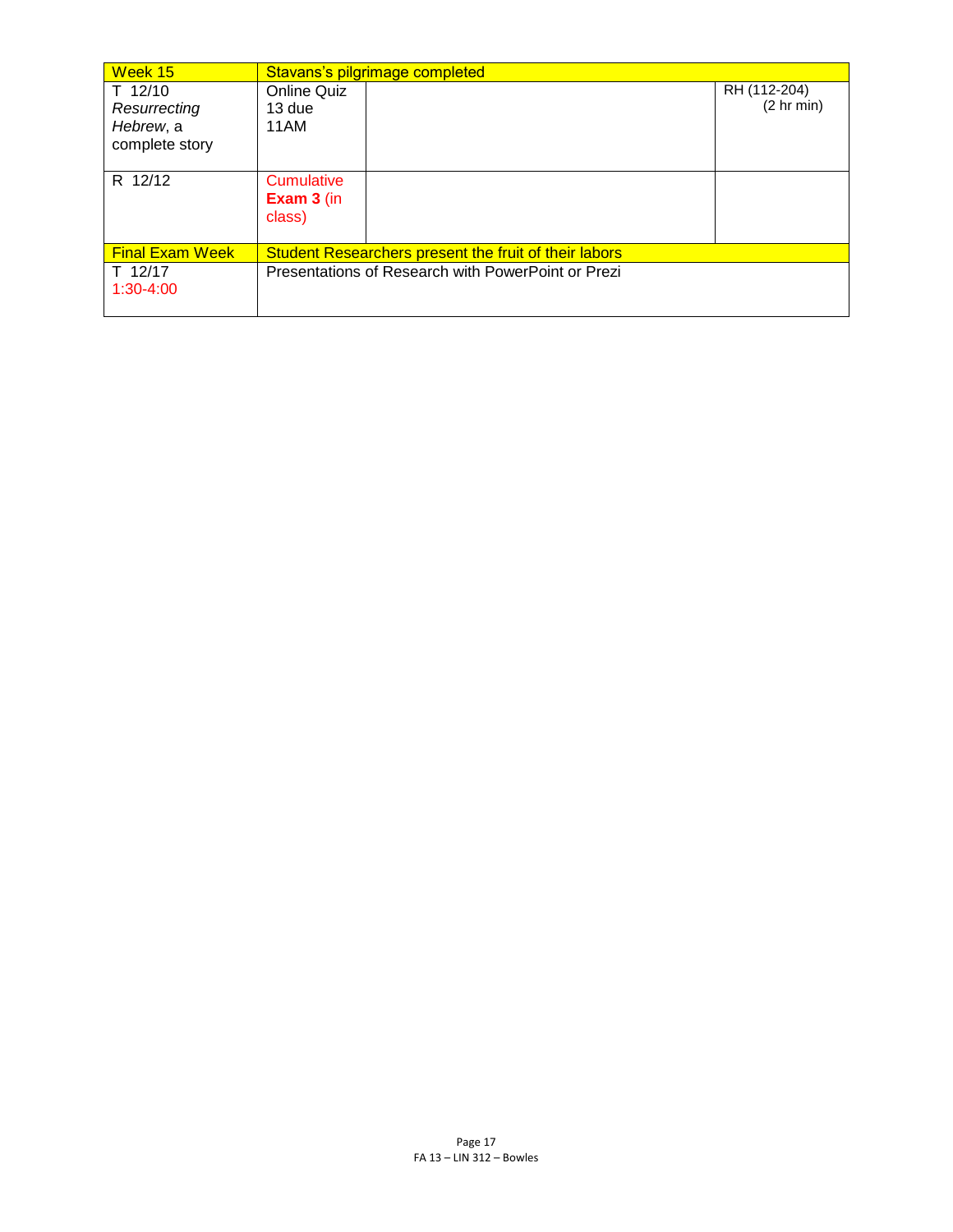| | | | |
|---|---|---|---|
| Week 15 | Stavans's pilgrimage completed | | |
| T 12/10 *Resurrecting Hebrew*, a complete story | Online Quiz 13 due 11AM | | RH (112-204) (2 hr min) |
| R 12/12 | Cumulative **Exam 3** (in class) | | |
| Final Exam Week | Student Researchers present the fruit of their labors | | |
| T 12/17 1:30-4:00 | Presentations of Research with PowerPoint or Prezi | | |